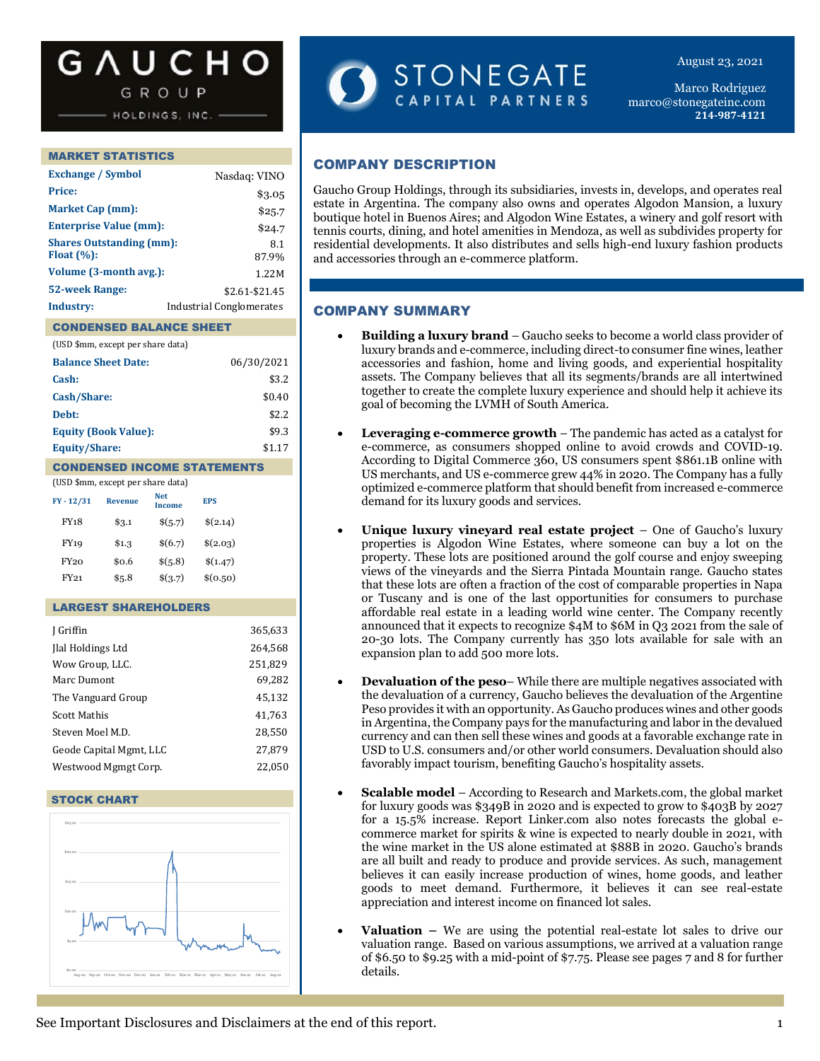# GAUCHO GROUP HOLDINGS, INC.

# STONEGATE CAPITAL PARTNERS

August 23, 2021

Marco Rodriguez
marco@stonegateinc.com
214-987-4121

## MARKET STATISTICS

| | |
|---|---|
| Exchange / Symbol | Nasdaq: VINO |
| Price: | $3.05 |
| Market Cap (mm): | $25.7 |
| Enterprise Value (mm): | $24.7 |
| Shares Outstanding (mm): | 8.1 |
| Float (%): | 87.9% |
| Volume (3-month avg.): | 1.22M |
| 52-week Range: | $2.61-$21.45 |
| Industry: | Industrial Conglomerates |

## CONDENSED BALANCE SHEET

(USD $mm, except per share data)

| | |
|---|---|
| Balance Sheet Date: | 06/30/2021 |
| Cash: | $3.2 |
| Cash/Share: | $0.40 |
| Debt: | $2.2 |
| Equity (Book Value): | $9.3 |
| Equity/Share: | $1.17 |

## CONDENSED INCOME STATEMENTS

(USD $mm, except per share data)

| FY - 12/31 | Revenue | Net Income | EPS |
|---|---|---|---|
| FY18 | $3.1 | $(5.7) | $(2.14) |
| FY19 | $1.3 | $(6.7) | $(2.03) |
| FY20 | $0.6 | $(5.8) | $(1.47) |
| FY21 | $5.8 | $(3.7) | $(0.50) |

## LARGEST SHAREHOLDERS

| | |
|---|---|
| J Griffin | 365,633 |
| Jlal Holdings Ltd | 264,568 |
| Wow Group, LLC. | 251,829 |
| Marc Dumont | 69,282 |
| The Vanguard Group | 45,132 |
| Scott Mathis | 41,763 |
| Steven Moel M.D. | 28,550 |
| Geode Capital Mgmt, LLC | 27,879 |
| Westwood Mgmgt Corp. | 22,050 |

## STOCK CHART

## COMPANY DESCRIPTION

Gaucho Group Holdings, through its subsidiaries, invests in, develops, and operates real estate in Argentina. The company also owns and operates Algodon Mansion, a luxury boutique hotel in Buenos Aires; and Algodon Wine Estates, a winery and golf resort with tennis courts, dining, and hotel amenities in Mendoza, as well as subdivides property for residential developments. It also distributes and sells high-end luxury fashion products and accessories through an e-commerce platform.

## COMPANY SUMMARY

- **Building a luxury brand** – Gaucho seeks to become a world class provider of luxury brands and e-commerce, including direct-to consumer fine wines, leather accessories and fashion, home and living goods, and experiential hospitality assets. The Company believes that all its segments/brands are all intertwined together to create the complete luxury experience and should help it achieve its goal of becoming the LVMH of South America.

- **Leveraging e-commerce growth** – The pandemic has acted as a catalyst for e-commerce, as consumers shopped online to avoid crowds and COVID-19. According to Digital Commerce 360, US consumers spent $861.1B online with US merchants, and US e-commerce grew 44% in 2020. The Company has a fully optimized e-commerce platform that should benefit from increased e-commerce demand for its luxury goods and services.

- **Unique luxury vineyard real estate project** – One of Gaucho's luxury properties is Algodon Wine Estates, where someone can buy a lot on the property. These lots are positioned around the golf course and enjoy sweeping views of the vineyards and the Sierra Pintada Mountain range. Gaucho states that these lots are often a fraction of the cost of comparable properties in Napa or Tuscany and is one of the last opportunities for consumers to purchase affordable real estate in a leading world wine center. The Company recently announced that it expects to recognize $4M to $6M in Q3 2021 from the sale of 20-30 lots. The Company currently has 350 lots available for sale with an expansion plan to add 500 more lots.

- **Devaluation of the peso**– While there are multiple negatives associated with the devaluation of a currency, Gaucho believes the devaluation of the Argentine Peso provides it with an opportunity. As Gaucho produces wines and other goods in Argentina, the Company pays for the manufacturing and labor in the devalued currency and can then sell these wines and goods at a favorable exchange rate in USD to U.S. consumers and/or other world consumers. Devaluation should also favorably impact tourism, benefiting Gaucho's hospitality assets.

- **Scalable model** – According to Research and Markets.com, the global market for luxury goods was $349B in 2020 and is expected to grow to $403B by 2027 for a 15.5% increase. Report Linker.com also notes forecasts the global e-commerce market for spirits & wine is expected to nearly double in 2021, with the wine market in the US alone estimated at $88B in 2020. Gaucho's brands are all built and ready to produce and provide services. As such, management believes it can easily increase production of wines, home goods, and leather goods to meet demand. Furthermore, it believes it can see real-estate appreciation and interest income on financed lot sales.

- **Valuation –** We are using the potential real-estate lot sales to drive our valuation range. Based on various assumptions, we arrived at a valuation range of $6.50 to $9.25 with a mid-point of $7.75. Please see pages 7 and 8 for further details.

See Important Disclosures and Disclaimers at the end of this report.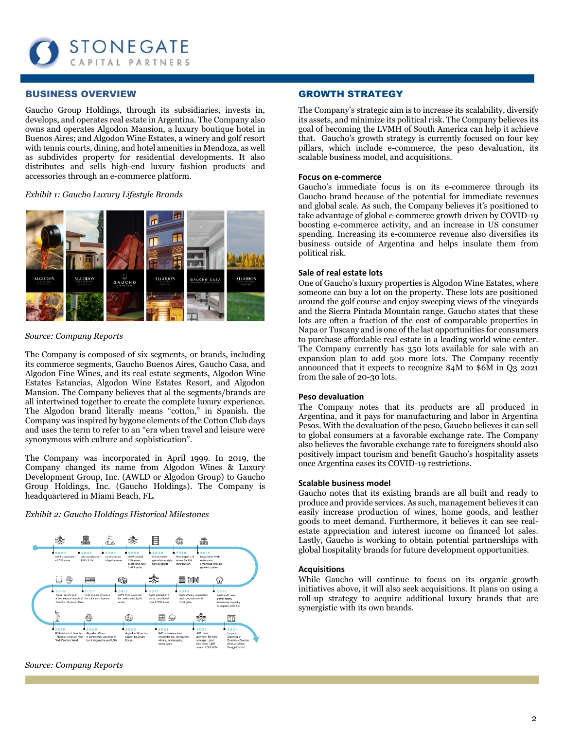## BUSINESS OVERVIEW

Gaucho Group Holdings, through its subsidiaries, invests in, develops, and operates real estate in Argentina. The Company also owns and operates Algodon Mansion, a luxury boutique hotel in Buenos Aires; and Algodon Wine Estates, a winery and golf resort with tennis courts, dining, and hotel amenities in Mendoza, as well as subdivides property for residential developments. It also distributes and sells high-end luxury fashion products and accessories through an e-commerce platform.

*Exhibit 1: Gaucho Luxury Lifestyle Brands*

*Source: Company Reports*

The Company is composed of six segments, or brands, including its commerce segments, Gaucho Buenos Aires, Gaucho Casa, and Algodon Fine Wines, and its real estate segments, Algodon Wine Estates Estancias, Algodon Wine Estates Resort, and Algodon Mansion. The Company believes that al the segments/brands are all intertwined together to create the complete luxury experience. The Algodon brand literally means "cotton," in Spanish. the Company was inspired by bygone elements of the Cotton Club days and uses the term to refer to an "era when travel and leisure were synonymous with culture and sophistication".

The Company was incorporated in April 1999. In 2019, the Company changed its name from Algodon Wines & Luxury Development Group, Inc. (AWLD or Algodon Group) to Gaucho Group Holdings, Inc. (Gaucho Holdings). The Company is headquartered in Miami Beach, FL.

*Exhibit 2: Gaucho Holdings Historical Milestones*

*Source: Company Reports*

## GROWTH STRATEGY

The Company's strategic aim is to increase its scalability, diversify its assets, and minimize its political risk. The Company believes its goal of becoming the LVMH of South America can help it achieve that. Gaucho's growth strategy is currently focused on four key pillars, which include e-commerce, the peso devaluation, its scalable business model, and acquisitions.

### Focus on e-commerce

Gaucho's immediate focus is on its e-commerce through its Gaucho brand because of the potential for immediate revenues and global scale. As such, the Company believes it's positioned to take advantage of global e-commerce growth driven by COVID-19 boosting e-commerce activity, and an increase in US consumer spending. Increasing its e-commerce revenue also diversifies its business outside of Argentina and helps insulate them from political risk.

### Sale of real estate lots

One of Gaucho's luxury properties is Algodon Wine Estates, where someone can buy a lot on the property. These lots are positioned around the golf course and enjoy sweeping views of the vineyards and the Sierra Pintada Mountain range. Gaucho states that these lots are often a fraction of the cost of comparable properties in Napa or Tuscany and is one of the last opportunities for consumers to purchase affordable real estate in a leading world wine center. The Company currently has 350 lots available for sale with an expansion plan to add 500 more lots. The Company recently announced that it expects to recognize $4M to $6M in Q3 2021 from the sale of 20-30 lots.

### Peso devaluation

The Company notes that its products are all produced in Argentina, and it pays for manufacturing and labor in Argentina Pesos. With the devaluation of the peso, Gaucho believes it can sell to global consumers at a favorable exchange rate. The Company also believes the favorable exchange rate to foreigners should also positively impact tourism and benefit Gaucho's hospitality assets once Argentina eases its COVID-19 restrictions.

### Scalable business model

Gaucho notes that its existing brands are all built and ready to produce and provide services. As such, management believes it can easily increase production of wines, home goods, and leather goods to meet demand. Furthermore, it believes it can see real-estate appreciation and interest income on financed lot sales. Lastly, Gaucho is working to obtain potential partnerships with global hospitality brands for future development opportunities.

### Acquisitions

While Gaucho will continue to focus on its organic growth initiatives above, it will also seek acquisitions. It plans on using a roll-up strategy to acquire additional luxury brands that are synergistic with its own brands.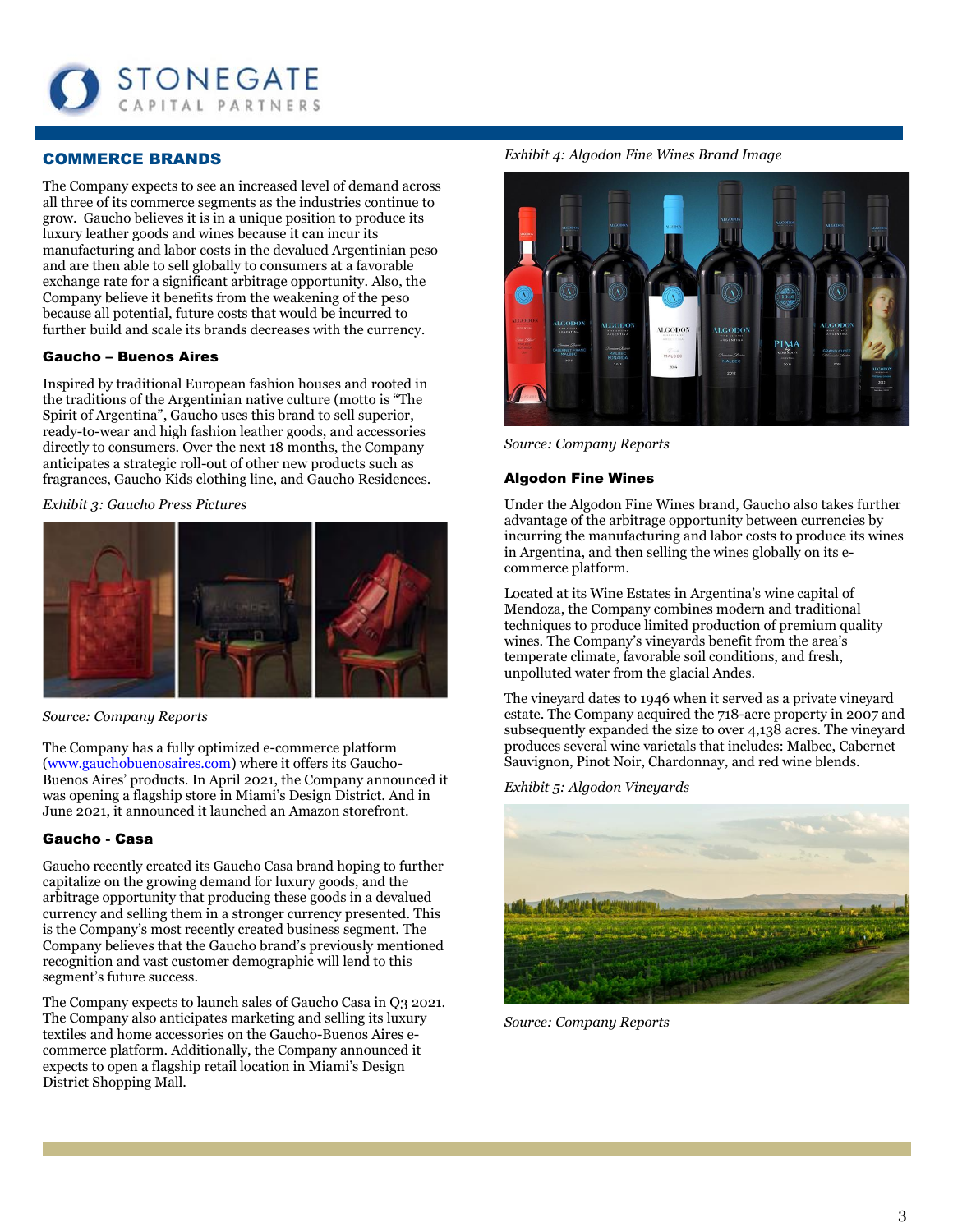## COMMERCE BRANDS

The Company expects to see an increased level of demand across all three of its commerce segments as the industries continue to grow. Gaucho believes it is in a unique position to produce its luxury leather goods and wines because it can incur its manufacturing and labor costs in the devalued Argentinian peso and are then able to sell globally to consumers at a favorable exchange rate for a significant arbitrage opportunity. Also, the Company believe it benefits from the weakening of the peso because all potential, future costs that would be incurred to further build and scale its brands decreases with the currency.

### Gaucho – Buenos Aires

Inspired by traditional European fashion houses and rooted in the traditions of the Argentinian native culture (motto is "The Spirit of Argentina", Gaucho uses this brand to sell superior, ready-to-wear and high fashion leather goods, and accessories directly to consumers. Over the next 18 months, the Company anticipates a strategic roll-out of other new products such as fragrances, Gaucho Kids clothing line, and Gaucho Residences.

*Exhibit 3: Gaucho Press Pictures*

*Source: Company Reports*

The Company has a fully optimized e-commerce platform (www.gauchobuenosaires.com) where it offers its Gaucho-Buenos Aires' products. In April 2021, the Company announced it was opening a flagship store in Miami's Design District. And in June 2021, it announced it launched an Amazon storefront.

### Gaucho - Casa

Gaucho recently created its Gaucho Casa brand hoping to further capitalize on the growing demand for luxury goods, and the arbitrage opportunity that producing these goods in a devalued currency and selling them in a stronger currency presented. This is the Company's most recently created business segment. The Company believes that the Gaucho brand's previously mentioned recognition and vast customer demographic will lend to this segment's future success.

The Company expects to launch sales of Gaucho Casa in Q3 2021. The Company also anticipates marketing and selling its luxury textiles and home accessories on the Gaucho-Buenos Aires e-commerce platform. Additionally, the Company announced it expects to open a flagship retail location in Miami's Design District Shopping Mall.

*Exhibit 4: Algodon Fine Wines Brand Image*

*Source: Company Reports*

### Algodon Fine Wines

Under the Algodon Fine Wines brand, Gaucho also takes further advantage of the arbitrage opportunity between currencies by incurring the manufacturing and labor costs to produce its wines in Argentina, and then selling the wines globally on its e-commerce platform.

Located at its Wine Estates in Argentina's wine capital of Mendoza, the Company combines modern and traditional techniques to produce limited production of premium quality wines. The Company's vineyards benefit from the area's temperate climate, favorable soil conditions, and fresh, unpolluted water from the glacial Andes.

The vineyard dates to 1946 when it served as a private vineyard estate. The Company acquired the 718-acre property in 2007 and subsequently expanded the size to over 4,138 acres. The vineyard produces several wine varietals that includes: Malbec, Cabernet Sauvignon, Pinot Noir, Chardonnay, and red wine blends.

*Exhibit 5: Algodon Vineyards*

*Source: Company Reports*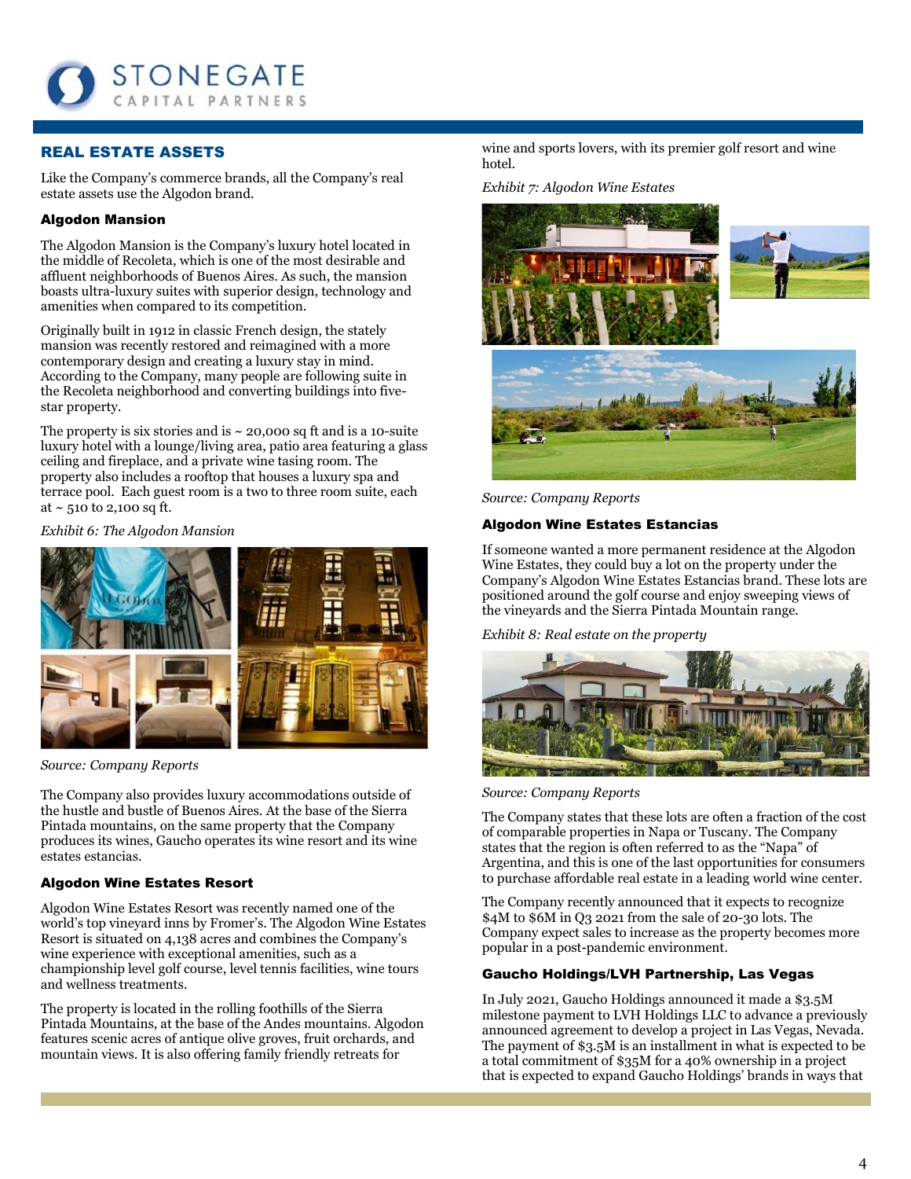## REAL ESTATE ASSETS

Like the Company's commerce brands, all the Company's real estate assets use the Algodon brand.

### Algodon Mansion

The Algodon Mansion is the Company's luxury hotel located in the middle of Recoleta, which is one of the most desirable and affluent neighborhoods of Buenos Aires. As such, the mansion boasts ultra-luxury suites with superior design, technology and amenities when compared to its competition.

Originally built in 1912 in classic French design, the stately mansion was recently restored and reimagined with a more contemporary design and creating a luxury stay in mind. According to the Company, many people are following suite in the Recoleta neighborhood and converting buildings into five-star property.

The property is six stories and is ~ 20,000 sq ft and is a 10-suite luxury hotel with a lounge/living area, patio area featuring a glass ceiling and fireplace, and a private wine tasing room. The property also includes a rooftop that houses a luxury spa and terrace pool. Each guest room is a two to three room suite, each at ~ 510 to 2,100 sq ft.

*Exhibit 6: The Algodon Mansion*

*Source: Company Reports*

The Company also provides luxury accommodations outside of the hustle and bustle of Buenos Aires. At the base of the Sierra Pintada mountains, on the same property that the Company produces its wines, Gaucho operates its wine resort and its wine estates estancias.

### Algodon Wine Estates Resort

Algodon Wine Estates Resort was recently named one of the world's top vineyard inns by Fromer's. The Algodon Wine Estates Resort is situated on 4,138 acres and combines the Company's wine experience with exceptional amenities, such as a championship level golf course, level tennis facilities, wine tours and wellness treatments.

The property is located in the rolling foothills of the Sierra Pintada Mountains, at the base of the Andes mountains. Algodon features scenic acres of antique olive groves, fruit orchards, and mountain views. It is also offering family friendly retreats for wine and sports lovers, with its premier golf resort and wine hotel.

*Exhibit 7: Algodon Wine Estates*

*Source: Company Reports*

### Algodon Wine Estates Estancias

If someone wanted a more permanent residence at the Algodon Wine Estates, they could buy a lot on the property under the Company's Algodon Wine Estates Estancias brand. These lots are positioned around the golf course and enjoy sweeping views of the vineyards and the Sierra Pintada Mountain range.

*Exhibit 8: Real estate on the property*

*Source: Company Reports*

The Company states that these lots are often a fraction of the cost of comparable properties in Napa or Tuscany. The Company states that the region is often referred to as the "Napa" of Argentina, and this is one of the last opportunities for consumers to purchase affordable real estate in a leading world wine center.

The Company recently announced that it expects to recognize $4M to $6M in Q3 2021 from the sale of 20-30 lots. The Company expect sales to increase as the property becomes more popular in a post-pandemic environment.

### Gaucho Holdings/LVH Partnership, Las Vegas

In July 2021, Gaucho Holdings announced it made a $3.5M milestone payment to LVH Holdings LLC to advance a previously announced agreement to develop a project in Las Vegas, Nevada. The payment of $3.5M is an installment in what is expected to be a total commitment of $35M for a 40% ownership in a project that is expected to expand Gaucho Holdings' brands in ways that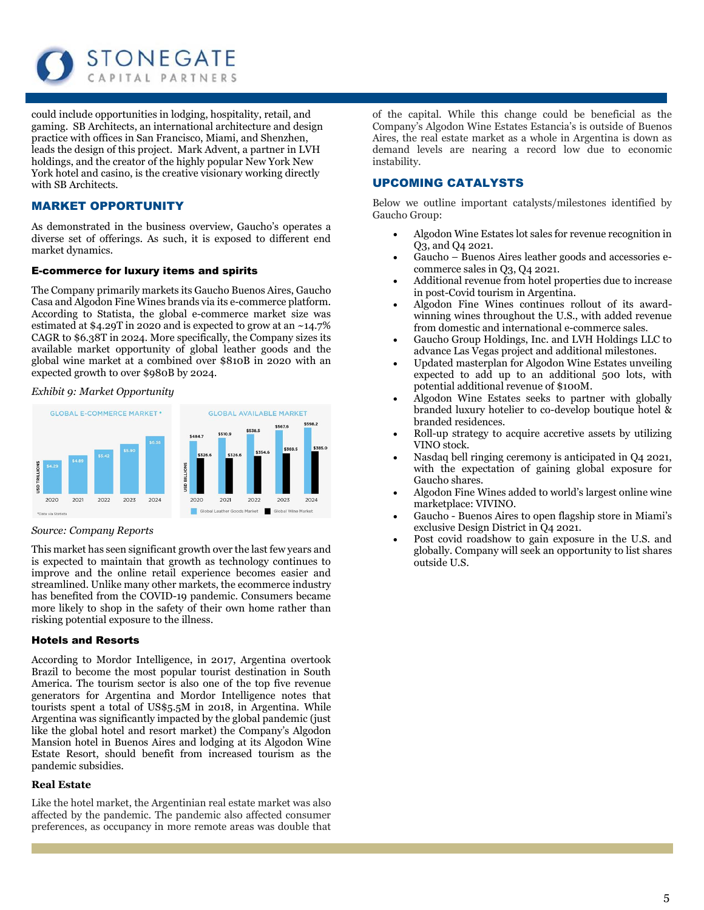could include opportunities in lodging, hospitality, retail, and gaming. SB Architects, an international architecture and design practice with offices in San Francisco, Miami, and Shenzhen, leads the design of this project. Mark Advent, a partner in LVH holdings, and the creator of the highly popular New York New York hotel and casino, is the creative visionary working directly with SB Architects.

## MARKET OPPORTUNITY

As demonstrated in the business overview, Gaucho's operates a diverse set of offerings. As such, it is exposed to different end market dynamics.

### E-commerce for luxury items and spirits

The Company primarily markets its Gaucho Buenos Aires, Gaucho Casa and Algodon Fine Wines brands via its e-commerce platform. According to Statista, the global e-commerce market size was estimated at $4.29T in 2020 and is expected to grow at an ~14.7% CAGR to $6.38T in 2024. More specifically, the Company sizes its available market opportunity of global leather goods and the global wine market at a combined over $810B in 2020 with an expected growth to over $980B by 2024.

*Exhibit 9: Market Opportunity*

GLOBAL E-COMMERCE MARKET * (USD TRILLIONS)

| 2020 | 2021 | 2022 | 2023 | 2024 |
|---|---|---|---|---|
| $4.29 | $4.89 | $5.42 | $5.90 | $6.38 |

*Data via Statista

GLOBAL AVAILABLE MARKET (USD BILLIONS)

| | 2020 | 2021 | 2022 | 2023 | 2024 |
|---|---|---|---|---|---|
| Global Leather Goods Market | $484.7 | $510.9 | $536.5 | $567.6 | $598.2 |
| Global Wine Market | $326.6 | $326.6 | $354.6 | $369.5 | $385.0 |

*Source: Company Reports*

This market has seen significant growth over the last few years and is expected to maintain that growth as technology continues to improve and the online retail experience becomes easier and streamlined. Unlike many other markets, the ecommerce industry has benefited from the COVID-19 pandemic. Consumers became more likely to shop in the safety of their own home rather than risking potential exposure to the illness.

### Hotels and Resorts

According to Mordor Intelligence, in 2017, Argentina overtook Brazil to become the most popular tourist destination in South America. The tourism sector is also one of the top five revenue generators for Argentina and Mordor Intelligence notes that tourists spent a total of US$5.5M in 2018, in Argentina. While Argentina was significantly impacted by the global pandemic (just like the global hotel and resort market) the Company's Algodon Mansion hotel in Buenos Aires and lodging at its Algodon Wine Estate Resort, should benefit from increased tourism as the pandemic subsidies.

### Real Estate

Like the hotel market, the Argentinian real estate market was also affected by the pandemic. The pandemic also affected consumer preferences, as occupancy in more remote areas was double that of the capital. While this change could be beneficial as the Company's Algodon Wine Estates Estancia's is outside of Buenos Aires, the real estate market as a whole in Argentina is down as demand levels are nearing a record low due to economic instability.

## UPCOMING CATALYSTS

Below we outline important catalysts/milestones identified by Gaucho Group:

- Algodon Wine Estates lot sales for revenue recognition in Q3, and Q4 2021.
- Gaucho – Buenos Aires leather goods and accessories e-commerce sales in Q3, Q4 2021.
- Additional revenue from hotel properties due to increase in post-Covid tourism in Argentina.
- Algodon Fine Wines continues rollout of its award-winning wines throughout the U.S., with added revenue from domestic and international e-commerce sales.
- Gaucho Group Holdings, Inc. and LVH Holdings LLC to advance Las Vegas project and additional milestones.
- Updated masterplan for Algodon Wine Estates unveiling expected to add up to an additional 500 lots, with potential additional revenue of $100M.
- Algodon Wine Estates seeks to partner with globally branded luxury hotelier to co-develop boutique hotel & branded residences.
- Roll-up strategy to acquire accretive assets by utilizing VINO stock.
- Nasdaq bell ringing ceremony is anticipated in Q4 2021, with the expectation of gaining global exposure for Gaucho shares.
- Algodon Fine Wines added to world's largest online wine marketplace: VIVINO.
- Gaucho - Buenos Aires to open flagship store in Miami's exclusive Design District in Q4 2021.
- Post covid roadshow to gain exposure in the U.S. and globally. Company will seek an opportunity to list shares outside U.S.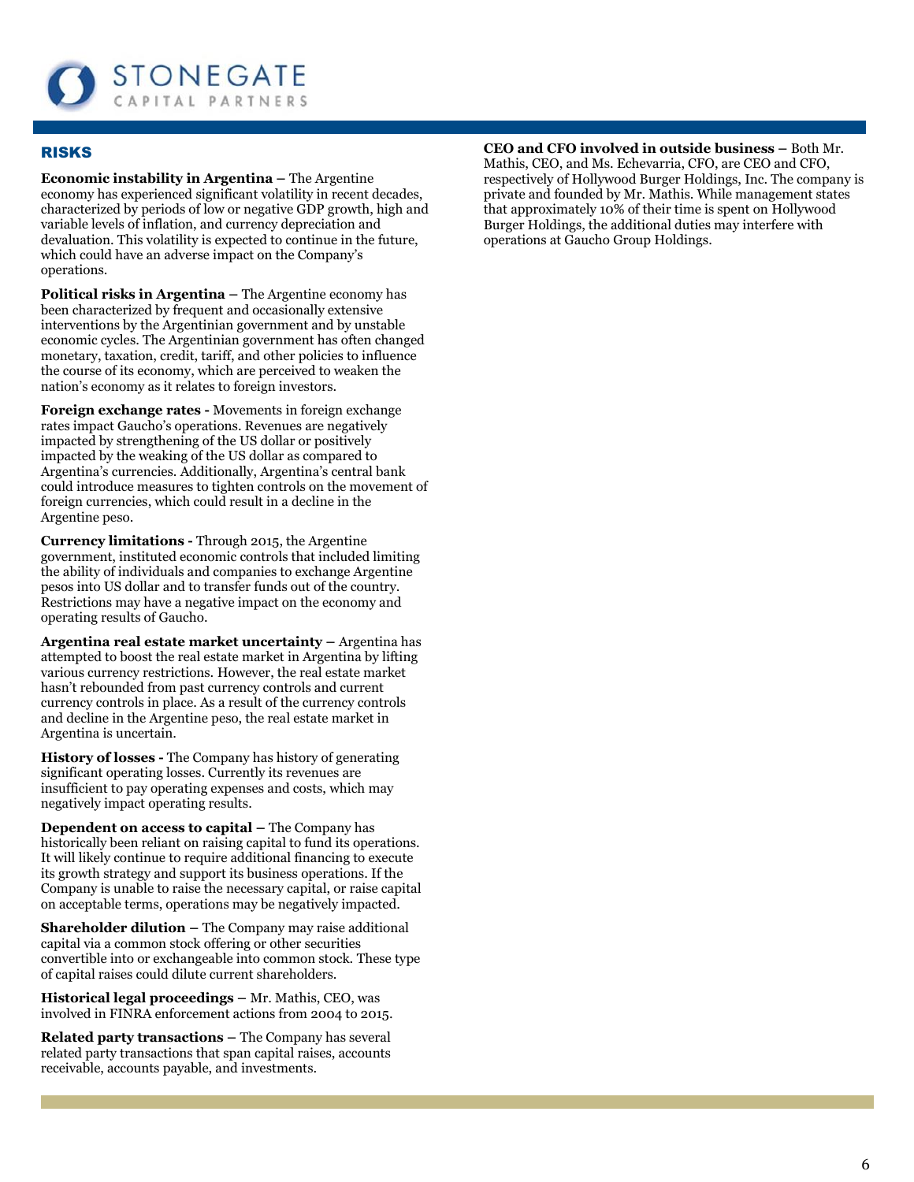## RISKS

**Economic instability in Argentina –** The Argentine economy has experienced significant volatility in recent decades, characterized by periods of low or negative GDP growth, high and variable levels of inflation, and currency depreciation and devaluation. This volatility is expected to continue in the future, which could have an adverse impact on the Company's operations.

**Political risks in Argentina –** The Argentine economy has been characterized by frequent and occasionally extensive interventions by the Argentinian government and by unstable economic cycles. The Argentinian government has often changed monetary, taxation, credit, tariff, and other policies to influence the course of its economy, which are perceived to weaken the nation's economy as it relates to foreign investors.

**Foreign exchange rates -** Movements in foreign exchange rates impact Gaucho's operations. Revenues are negatively impacted by strengthening of the US dollar or positively impacted by the weaking of the US dollar as compared to Argentina's currencies. Additionally, Argentina's central bank could introduce measures to tighten controls on the movement of foreign currencies, which could result in a decline in the Argentine peso.

**Currency limitations -** Through 2015, the Argentine government, instituted economic controls that included limiting the ability of individuals and companies to exchange Argentine pesos into US dollar and to transfer funds out of the country. Restrictions may have a negative impact on the economy and operating results of Gaucho.

**Argentina real estate market uncertainty –** Argentina has attempted to boost the real estate market in Argentina by lifting various currency restrictions. However, the real estate market hasn't rebounded from past currency controls and current currency controls in place. As a result of the currency controls and decline in the Argentine peso, the real estate market in Argentina is uncertain.

**History of losses -** The Company has history of generating significant operating losses. Currently its revenues are insufficient to pay operating expenses and costs, which may negatively impact operating results.

**Dependent on access to capital –** The Company has historically been reliant on raising capital to fund its operations. It will likely continue to require additional financing to execute its growth strategy and support its business operations. If the Company is unable to raise the necessary capital, or raise capital on acceptable terms, operations may be negatively impacted.

**Shareholder dilution –** The Company may raise additional capital via a common stock offering or other securities convertible into or exchangeable into common stock. These type of capital raises could dilute current shareholders.

**Historical legal proceedings –** Mr. Mathis, CEO, was involved in FINRA enforcement actions from 2004 to 2015.

**Related party transactions –** The Company has several related party transactions that span capital raises, accounts receivable, accounts payable, and investments.

**CEO and CFO involved in outside business –** Both Mr. Mathis, CEO, and Ms. Echevarria, CFO, are CEO and CFO, respectively of Hollywood Burger Holdings, Inc. The company is private and founded by Mr. Mathis. While management states that approximately 10% of their time is spent on Hollywood Burger Holdings, the additional duties may interfere with operations at Gaucho Group Holdings.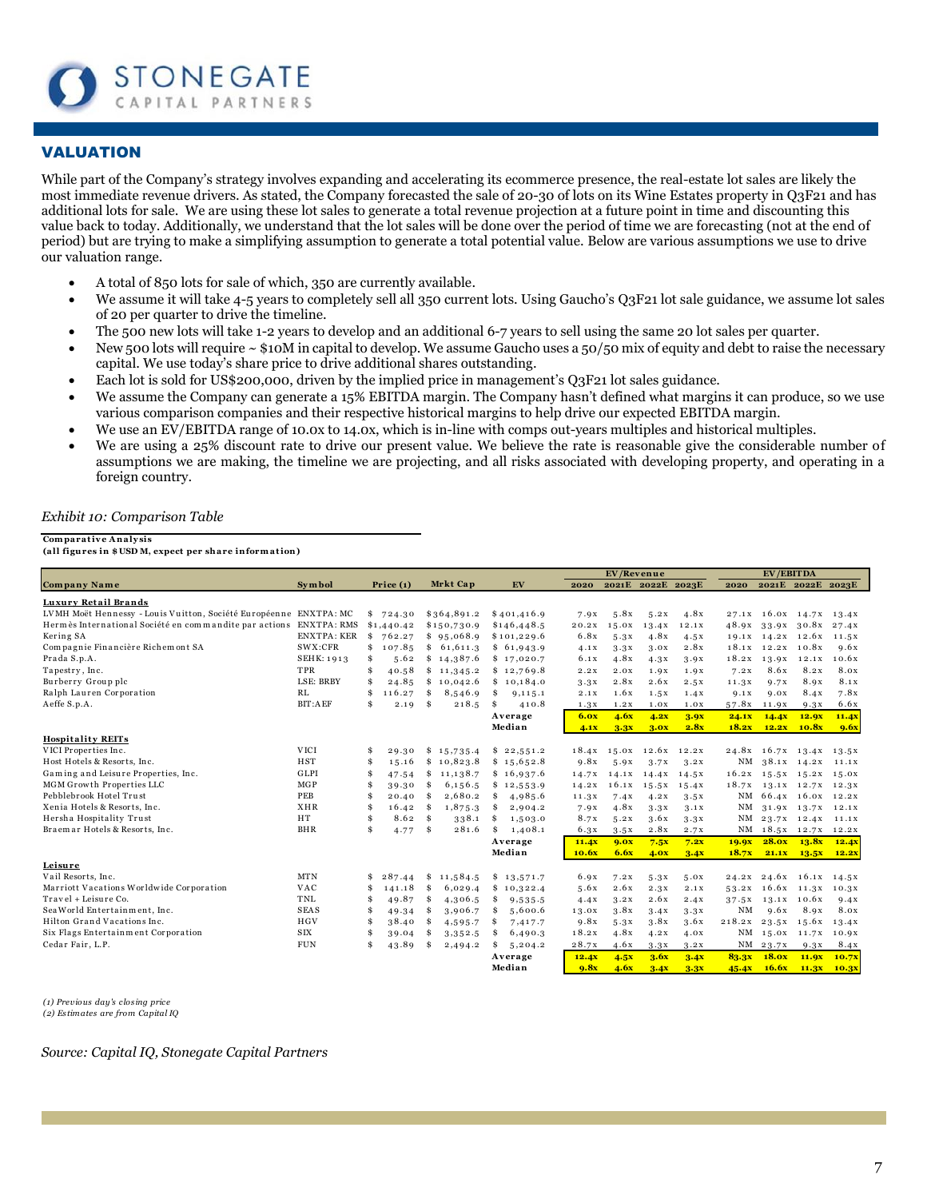## VALUATION

While part of the Company's strategy involves expanding and accelerating its ecommerce presence, the real-estate lot sales are likely the most immediate revenue drivers. As stated, the Company forecasted the sale of 20-30 of lots on its Wine Estates property in Q3F21 and has additional lots for sale. We are using these lot sales to generate a total revenue projection at a future point in time and discounting this value back to today. Additionally, we understand that the lot sales will be done over the period of time we are forecasting (not at the end of period) but are trying to make a simplifying assumption to generate a total potential value. Below are various assumptions we use to drive our valuation range.

- A total of 850 lots for sale of which, 350 are currently available.
- We assume it will take 4-5 years to completely sell all 350 current lots. Using Gaucho's Q3F21 lot sale guidance, we assume lot sales of 20 per quarter to drive the timeline.
- The 500 new lots will take 1-2 years to develop and an additional 6-7 years to sell using the same 20 lot sales per quarter.
- New 500 lots will require ~ $10M in capital to develop. We assume Gaucho uses a 50/50 mix of equity and debt to raise the necessary capital. We use today's share price to drive additional shares outstanding.
- Each lot is sold for US$200,000, driven by the implied price in management's Q3F21 lot sales guidance.
- We assume the Company can generate a 15% EBITDA margin. The Company hasn't defined what margins it can produce, so we use various comparison companies and their respective historical margins to help drive our expected EBITDA margin.
- We use an EV/EBITDA range of 10.0x to 14.0x, which is in-line with comps out-years multiples and historical multiples.
- We are using a 25% discount rate to drive our present value. We believe the rate is reasonable give the considerable number of assumptions we are making, the timeline we are projecting, and all risks associated with developing property, and operating in a foreign country.

*Exhibit 10: Comparison Table*

**Comparative Analysis**
**(all figures in $USD M, expect per share information)**

| | | | | | EV/Revenue | | | | EV/EBITDA | | | |
|---|---|---|---|---|---|---|---|---|---|---|---|---|
| **Company Name** | **Symbol** | **Price (1)** | **Mrkt Cap** | **EV** | **2020** | **2021E** | **2022E** | **2023E** | **2020** | **2021E** | **2022E** | **2023E** |
| **Luxury Retail Brands** | | | | | | | | | | | | |
| LVMH Moët Hennessy - Louis Vuitton, Société Européenne | ENXTPA: MC | $ 724.30 | $364,891.2 | $401,416.9 | 7.9x | 5.8x | 5.2x | 4.8x | 27.1x | 16.0x | 14.7x | 13.4x |
| Hermès International Société en commandite par actions | ENXTPA: RMS | $1,440.42 | $150,730.9 | $146,448.5 | 20.2x | 15.0x | 13.4x | 12.1x | 48.9x | 33.9x | 30.8x | 27.4x |
| Kering SA | ENXTPA: KER | $ 762.27 | $ 95,068.9 | $101,229.6 | 6.8x | 5.3x | 4.8x | 4.5x | 19.1x | 14.2x | 12.6x | 11.5x |
| Compagnie Financière Richemont SA | SWX:CFR | $ 107.85 | $ 61,611.3 | $ 61,943.9 | 4.1x | 3.3x | 3.0x | 2.8x | 18.1x | 12.2x | 10.8x | 9.6x |
| Prada S.p.A. | SEHK: 1913 | $ 5.62 | $ 14,387.6 | $ 17,020.7 | 6.1x | 4.8x | 4.3x | 3.9x | 18.2x | 13.9x | 12.1x | 10.6x |
| Tapestry, Inc. | TPR | $ 40.58 | $ 11,345.2 | $ 12,769.8 | 2.2x | 2.0x | 1.9x | 1.9x | 7.2x | 8.6x | 8.2x | 8.0x |
| Burberry Group plc | LSE: BRBY | $ 24.85 | $ 10,042.6 | $ 10,184.0 | 3.3x | 2.8x | 2.6x | 2.5x | 11.3x | 9.7x | 8.9x | 8.1x |
| Ralph Lauren Corporation | RL | $ 116.27 | $ 8,546.9 | $ 9,115.1 | 2.1x | 1.6x | 1.5x | 1.4x | 9.1x | 9.0x | 8.4x | 7.8x |
| Aeffe S.p.A. | BIT:AEF | $ 2.19 | $ 218.5 | $ 410.8 | 1.3x | 1.2x | 1.0x | 1.0x | 57.8x | 11.9x | 9.3x | 6.6x |
| | | | | **Average** | **6.0x** | **4.6x** | **4.2x** | **3.9x** | **24.1x** | **14.4x** | **12.9x** | **11.4x** |
| | | | | **Median** | **4.1x** | **3.3x** | **3.0x** | **2.8x** | **18.2x** | **12.2x** | **10.8x** | **9.6x** |
| **Hospitality REITs** | | | | | | | | | | | | |
| VICI Properties Inc. | VICI | $ 29.30 | $ 15,735.4 | $ 22,551.2 | 18.4x | 15.0x | 12.6x | 12.2x | 24.8x | 16.7x | 13.4x | 13.5x |
| Host Hotels & Resorts, Inc. | HST | $ 15.16 | $ 10,823.8 | $ 15,652.8 | 9.8x | 5.9x | 3.7x | 3.2x | NM | 38.1x | 14.2x | 11.1x |
| Gaming and Leisure Properties, Inc. | GLPI | $ 47.54 | $ 11,138.7 | $ 16,937.6 | 14.7x | 14.1x | 14.4x | 14.5x | 16.2x | 15.5x | 15.2x | 15.0x |
| MGM Growth Properties LLC | MGP | $ 39.30 | $ 6,156.5 | $ 12,553.9 | 14.2x | 16.1x | 15.5x | 15.4x | 18.7x | 13.1x | 12.7x | 12.3x |
| Pebblebrook Hotel Trust | PEB | $ 20.40 | $ 2,680.2 | $ 4,985.6 | 11.3x | 7.4x | 4.2x | 3.5x | NM | 66.4x | 16.0x | 12.2x |
| Xenia Hotels & Resorts, Inc. | XHR | $ 16.42 | $ 1,875.3 | $ 2,904.2 | 7.9x | 4.8x | 3.3x | 3.1x | NM | 31.9x | 13.7x | 12.1x |
| Hersha Hospitality Trust | HT | $ 8.62 | $ 338.1 | $ 1,503.0 | 8.7x | 5.2x | 3.6x | 3.3x | NM | 23.7x | 12.4x | 11.1x |
| Braemar Hotels & Resorts, Inc. | BHR | $ 4.77 | $ 281.6 | $ 1,408.1 | 6.3x | 3.5x | 2.8x | 2.7x | NM | 18.5x | 12.7x | 12.2x |
| | | | | **Average** | **11.4x** | **9.0x** | **7.5x** | **7.2x** | **19.9x** | **28.0x** | **13.8x** | **12.4x** |
| | | | | **Median** | **10.6x** | **6.6x** | **4.0x** | **3.4x** | **18.7x** | **21.1x** | **13.5x** | **12.2x** |
| **Leisure** | | | | | | | | | | | | |
| Vail Resorts, Inc. | MTN | $ 287.44 | $ 11,584.5 | $ 13,571.7 | 6.9x | 7.2x | 5.3x | 5.0x | 24.2x | 24.6x | 16.1x | 14.5x |
| Marriott Vacations Worldwide Corporation | VAC | $ 141.18 | $ 6,029.4 | $ 10,322.4 | 5.6x | 2.6x | 2.3x | 2.1x | 53.2x | 16.6x | 11.3x | 10.3x |
| Travel + Leisure Co. | TNL | $ 49.87 | $ 4,306.5 | $ 9,535.5 | 4.4x | 3.2x | 2.6x | 2.4x | 37.5x | 13.1x | 10.6x | 9.4x |
| SeaWorld Entertainment, Inc. | SEAS | $ 49.34 | $ 3,906.7 | $ 5,600.6 | 13.0x | 3.8x | 3.4x | 3.3x | NM | 9.6x | 8.9x | 8.0x |
| Hilton Grand Vacations Inc. | HGV | $ 38.40 | $ 4,595.7 | $ 7,417.7 | 9.8x | 5.3x | 3.8x | 3.6x | 218.2x | 23.5x | 15.6x | 13.4x |
| Six Flags Entertainment Corporation | SIX | $ 39.04 | $ 3,352.5 | $ 6,490.3 | 18.2x | 4.8x | 4.2x | 4.0x | NM | 15.0x | 11.7x | 10.9x |
| Cedar Fair, L.P. | FUN | $ 43.89 | $ 2,494.2 | $ 5,204.2 | 28.7x | 4.6x | 3.3x | 3.2x | NM | 23.7x | 9.3x | 8.4x |
| | | | | **Average** | **12.4x** | **4.5x** | **3.6x** | **3.4x** | **83.3x** | **18.0x** | **11.9x** | **10.7x** |
| | | | | **Median** | **9.8x** | **4.6x** | **3.4x** | **3.3x** | **45.4x** | **16.6x** | **11.3x** | **10.3x** |

*(1) Previous day's closing price*
*(2) Estimates are from Capital IQ*

*Source: Capital IQ, Stonegate Capital Partners*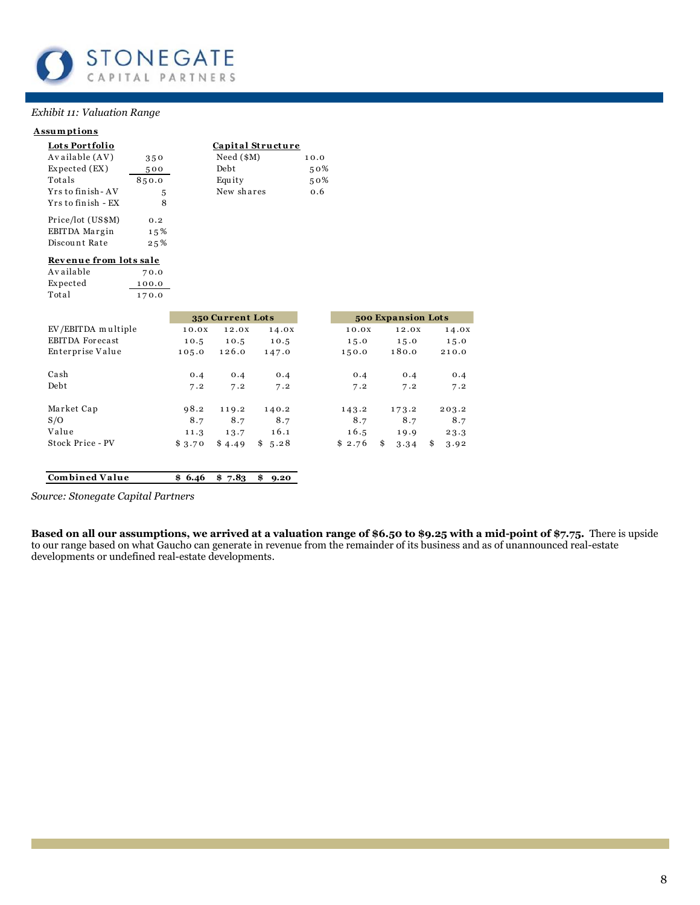*Exhibit 11: Valuation Range*

**Assumptions**

| **Lots Portfolio** | |
|---|---|
| Available (AV) | 350 |
| Expected (EX) | 500 |
| Totals | 850.0 |
| Yrs to finish - AV | 5 |
| Yrs to finish - EX | 8 |
| Price/lot (US$M) | 0.2 |
| EBITDA Margin | 15% |
| Discount Rate | 25% |

| **Capital Structure** | |
|---|---|
| Need ($M) | 10.0 |
| Debt | 50% |
| Equity | 50% |
| New shares | 0.6 |

| **Revenue from lots sale** | |
|---|---|
| Available | 70.0 |
| Expected | 100.0 |
| Total | 170.0 |

| | 350 Current Lots | | | 500 Expansion Lots | | |
|---|---|---|---|---|---|---|
| EV/EBITDA multiple | 10.0x | 12.0x | 14.0x | 10.0x | 12.0x | 14.0x |
| EBITDA Forecast | 10.5 | 10.5 | 10.5 | 15.0 | 15.0 | 15.0 |
| Enterprise Value | 105.0 | 126.0 | 147.0 | 150.0 | 180.0 | 210.0 |
| Cash | 0.4 | 0.4 | 0.4 | 0.4 | 0.4 | 0.4 |
| Debt | 7.2 | 7.2 | 7.2 | 7.2 | 7.2 | 7.2 |
| Market Cap | 98.2 | 119.2 | 140.2 | 143.2 | 173.2 | 203.2 |
| S/O | 8.7 | 8.7 | 8.7 | 8.7 | 8.7 | 8.7 |
| Value | 11.3 | 13.7 | 16.1 | 16.5 | 19.9 | 23.3 |
| Stock Price - PV | $ 3.70 | $ 4.49 | $ 5.28 | $ 2.76 | $ 3.34 | $ 3.92 |
| **Combined Value** | **$ 6.46** | **$ 7.83** | **$ 9.20** | | | |

*Source: Stonegate Capital Partners*

**Based on all our assumptions, we arrived at a valuation range of $6.50 to $9.25 with a mid-point of $7.75.** There is upside to our range based on what Gaucho can generate in revenue from the remainder of its business and as of unannounced real-estate developments or undefined real-estate developments.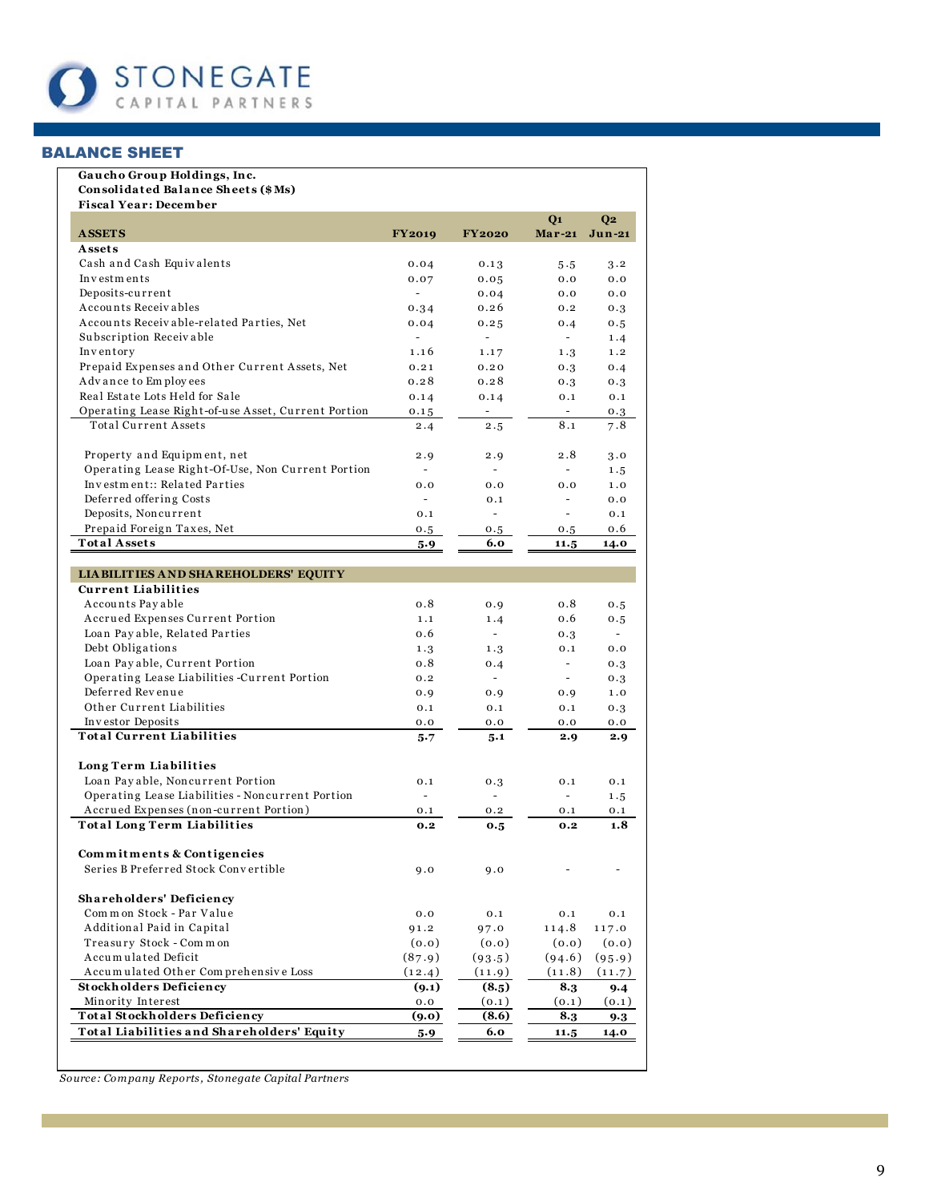## BALANCE SHEET

**Gaucho Group Holdings, Inc.**
**Consolidated Balance Sheets ($Ms)**
**Fiscal Year: December**

| ASSETS | FY2019 | FY2020 | Q1 Mar-21 | Q2 Jun-21 |
|---|---|---|---|---|
| **Assets** | | | | |
| Cash and Cash Equivalents | 0.04 | 0.13 | 5.5 | 3.2 |
| Investments | 0.07 | 0.05 | 0.0 | 0.0 |
| Deposits-current | - | 0.04 | 0.0 | 0.0 |
| Accounts Receivables | 0.34 | 0.26 | 0.2 | 0.3 |
| Accounts Receivable-related Parties, Net | 0.04 | 0.25 | 0.4 | 0.5 |
| Subscription Receivable | - | - | - | 1.4 |
| Inventory | 1.16 | 1.17 | 1.3 | 1.2 |
| Prepaid Expenses and Other Current Assets, Net | 0.21 | 0.20 | 0.3 | 0.4 |
| Advance to Employees | 0.28 | 0.28 | 0.3 | 0.3 |
| Real Estate Lots Held for Sale | 0.14 | 0.14 | 0.1 | 0.1 |
| Operating Lease Right-of-use Asset, Current Portion | 0.15 | - | - | 0.3 |
| Total Current Assets | 2.4 | 2.5 | 8.1 | 7.8 |
| | | | | |
| Property and Equipment, net | 2.9 | 2.9 | 2.8 | 3.0 |
| Operating Lease Right-Of-Use, Non Current Portion | - | - | - | 1.5 |
| Investment:: Related Parties | 0.0 | 0.0 | 0.0 | 1.0 |
| Deferred offering Costs | - | 0.1 | - | 0.0 |
| Deposits, Noncurrent | 0.1 | - | - | 0.1 |
| Prepaid Foreign Taxes, Net | 0.5 | 0.5 | 0.5 | 0.6 |
| **Total Assets** | **5.9** | **6.0** | **11.5** | **14.0** |
| | | | | |
| **LIABILITIES AND SHAREHOLDERS' EQUITY** | | | | |
| **Current Liabilities** | | | | |
| Accounts Payable | 0.8 | 0.9 | 0.8 | 0.5 |
| Accrued Expenses Current Portion | 1.1 | 1.4 | 0.6 | 0.5 |
| Loan Payable, Related Parties | 0.6 | - | 0.3 | - |
| Debt Obligations | 1.3 | 1.3 | 0.1 | 0.0 |
| Loan Payable, Current Portion | 0.8 | 0.4 | - | 0.3 |
| Operating Lease Liabilities -Current Portion | 0.2 | - | - | 0.3 |
| Deferred Revenue | 0.9 | 0.9 | 0.9 | 1.0 |
| Other Current Liabilities | 0.1 | 0.1 | 0.1 | 0.3 |
| Investor Deposits | 0.0 | 0.0 | 0.0 | 0.0 |
| **Total Current Liabilities** | **5.7** | **5.1** | **2.9** | **2.9** |
| | | | | |
| **Long Term Liabilities** | | | | |
| Loan Payable, Noncurrent Portion | 0.1 | 0.3 | 0.1 | 0.1 |
| Operating Lease Liabilities - Noncurrent Portion | - | - | - | 1.5 |
| Accrued Expenses (non-current Portion) | 0.1 | 0.2 | 0.1 | 0.1 |
| **Total Long Term Liabilities** | **0.2** | **0.5** | **0.2** | **1.8** |
| | | | | |
| **Commitments & Contigencies** | | | | |
| Series B Preferred Stock Convertible | 9.0 | 9.0 | - | - |
| | | | | |
| **Shareholders' Deficiency** | | | | |
| Common Stock - Par Value | 0.0 | 0.1 | 0.1 | 0.1 |
| Additional Paid in Capital | 91.2 | 97.0 | 114.8 | 117.0 |
| Treasury Stock - Common | (0.0) | (0.0) | (0.0) | (0.0) |
| Accumulated Deficit | (87.9) | (93.5) | (94.6) | (95.9) |
| Accumulated Other Comprehensive Loss | (12.4) | (11.9) | (11.8) | (11.7) |
| **Stockholders Deficiency** | **(9.1)** | **(8.5)** | **8.3** | **9.4** |
| Minority Interest | 0.0 | (0.1) | (0.1) | (0.1) |
| **Total Stockholders Deficiency** | **(9.0)** | **(8.6)** | **8.3** | **9.3** |
| **Total Liabilities and Shareholders' Equity** | **5.9** | **6.0** | **11.5** | **14.0** |

*Source: Company Reports, Stonegate Capital Partners*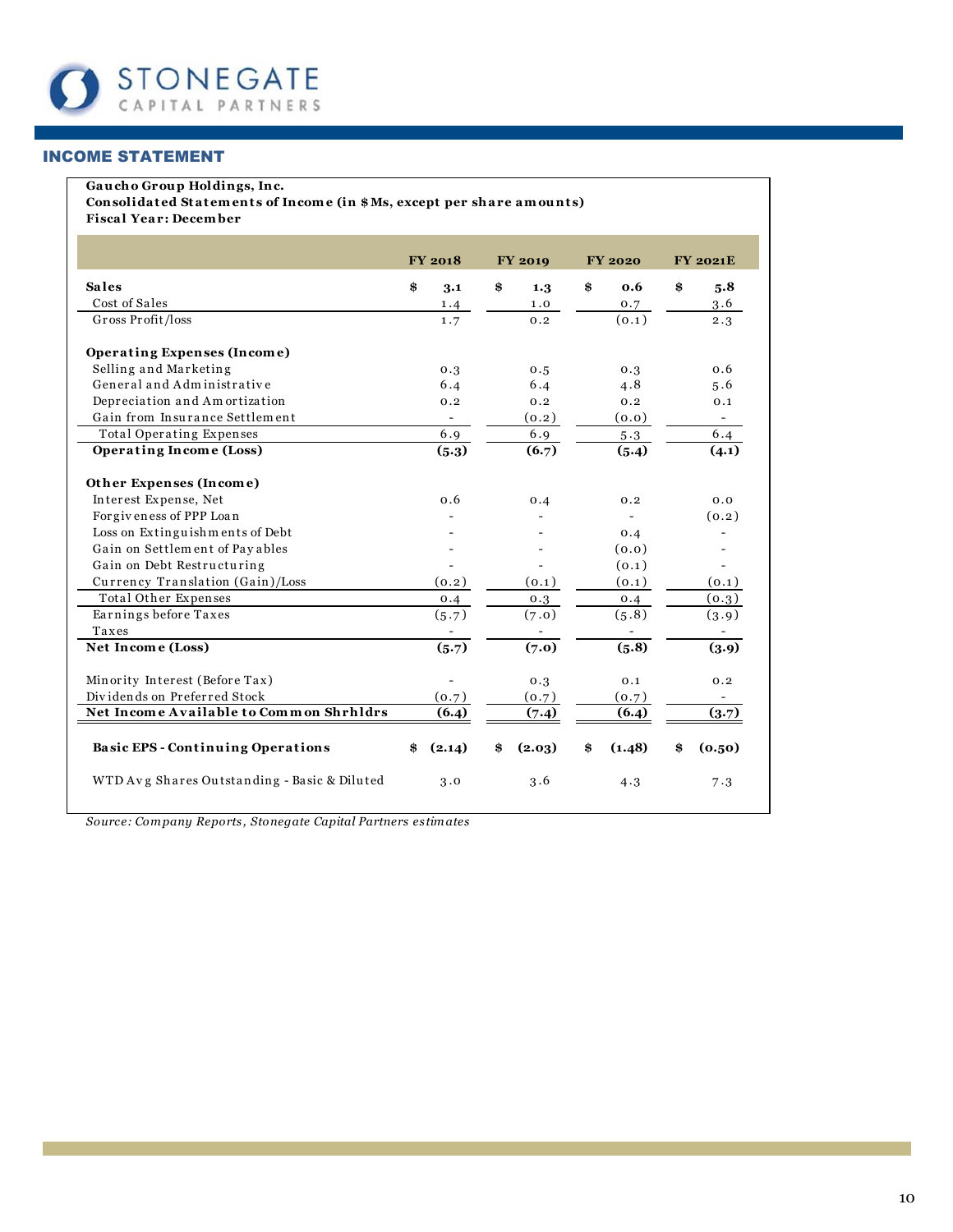## INCOME STATEMENT

**Gaucho Group Holdings, Inc.**
**Consolidated Statements of Income (in $Ms, except per share amounts)**
**Fiscal Year: December**

| | FY 2018 | FY 2019 | FY 2020 | FY 2021E |
|---|---|---|---|---|
| **Sales** | **$ 3.1** | **$ 1.3** | **$ 0.6** | **$ 5.8** |
| Cost of Sales | 1.4 | 1.0 | 0.7 | 3.6 |
| Gross Profit/loss | 1.7 | 0.2 | (0.1) | 2.3 |
| **Operating Expenses (Income)** | | | | |
| Selling and Marketing | 0.3 | 0.5 | 0.3 | 0.6 |
| General and Administrative | 6.4 | 6.4 | 4.8 | 5.6 |
| Depreciation and Amortization | 0.2 | 0.2 | 0.2 | 0.1 |
| Gain from Insurance Settlement | - | (0.2) | (0.0) | - |
| Total Operating Expenses | 6.9 | 6.9 | 5.3 | 6.4 |
| **Operating Income (Loss)** | **(5.3)** | **(6.7)** | **(5.4)** | **(4.1)** |
| **Other Expenses (Income)** | | | | |
| Interest Expense, Net | 0.6 | 0.4 | 0.2 | 0.0 |
| Forgiveness of PPP Loan | - | - | - | (0.2) |
| Loss on Extinguishments of Debt | - | - | 0.4 | - |
| Gain on Settlement of Payables | - | - | (0.0) | - |
| Gain on Debt Restructuring | - | - | (0.1) | - |
| Currency Translation (Gain)/Loss | (0.2) | (0.1) | (0.1) | (0.1) |
| Total Other Expenses | 0.4 | 0.3 | 0.4 | (0.3) |
| Earnings before Taxes | (5.7) | (7.0) | (5.8) | (3.9) |
| Taxes | - | - | - | - |
| **Net Income (Loss)** | **(5.7)** | **(7.0)** | **(5.8)** | **(3.9)** |
| Minority Interest (Before Tax) | - | 0.3 | 0.1 | 0.2 |
| Dividends on Preferred Stock | (0.7) | (0.7) | (0.7) | - |
| **Net Income Available to Common Shrhldrs** | **(6.4)** | **(7.4)** | **(6.4)** | **(3.7)** |
| **Basic EPS - Continuing Operations** | **$ (2.14)** | **$ (2.03)** | **$ (1.48)** | **$ (0.50)** |
| WTD Avg Shares Outstanding - Basic & Diluted | 3.0 | 3.6 | 4.3 | 7.3 |

*Source: Company Reports, Stonegate Capital Partners estimates*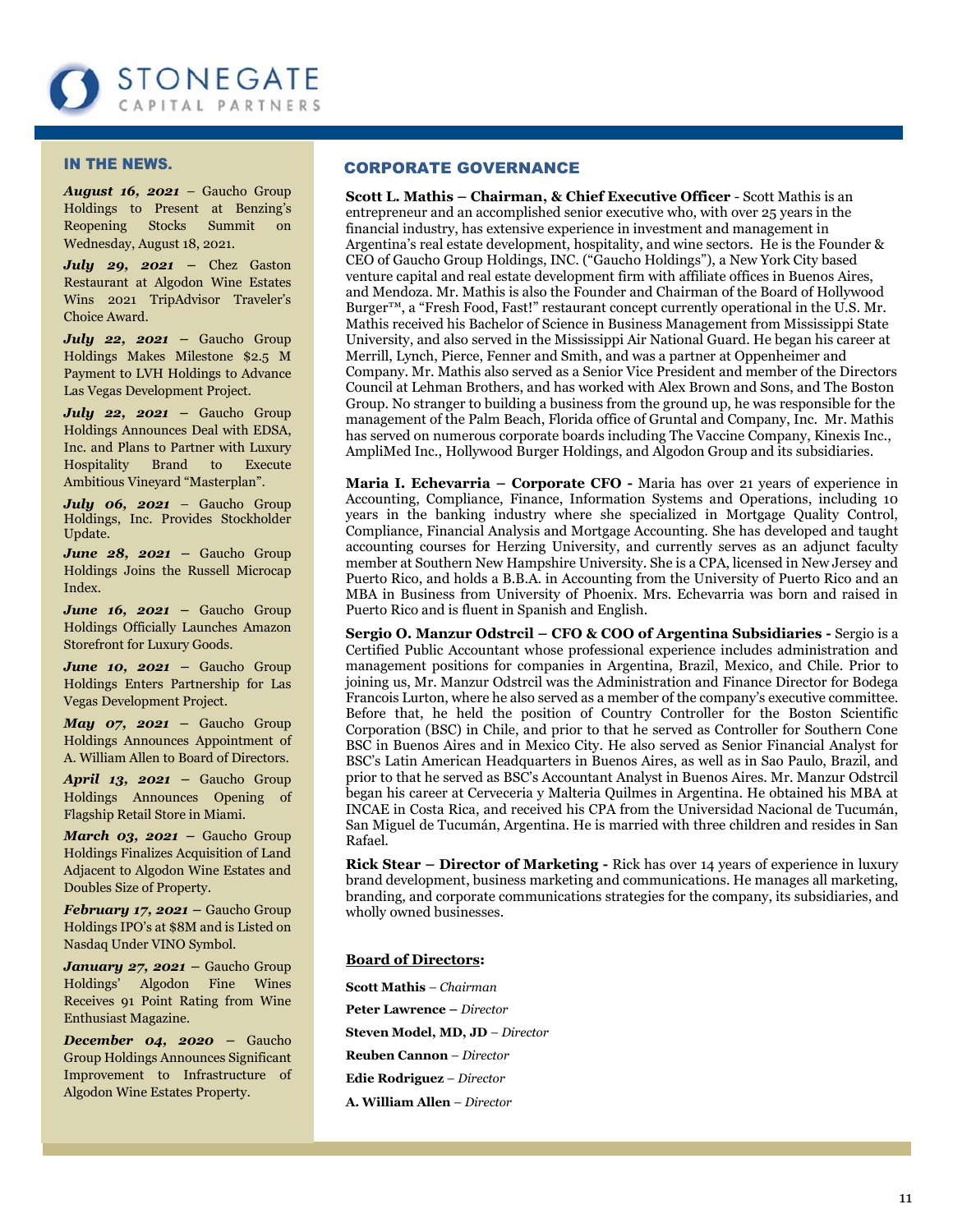## IN THE NEWS.

***August 16, 2021*** – Gaucho Group Holdings to Present at Benzing's Reopening Stocks Summit on Wednesday, August 18, 2021.

***July 29, 2021*** – Chez Gaston Restaurant at Algodon Wine Estates Wins 2021 TripAdvisor Traveler's Choice Award.

***July 22, 2021*** – Gaucho Group Holdings Makes Milestone $2.5 M Payment to LVH Holdings to Advance Las Vegas Development Project.

***July 22, 2021*** – Gaucho Group Holdings Announces Deal with EDSA, Inc. and Plans to Partner with Luxury Hospitality Brand to Execute Ambitious Vineyard "Masterplan".

***July 06, 2021*** – Gaucho Group Holdings, Inc. Provides Stockholder Update.

***June 28, 2021*** – Gaucho Group Holdings Joins the Russell Microcap Index.

***June 16, 2021*** – Gaucho Group Holdings Officially Launches Amazon Storefront for Luxury Goods.

***June 10, 2021*** – Gaucho Group Holdings Enters Partnership for Las Vegas Development Project.

***May 07, 2021*** – Gaucho Group Holdings Announces Appointment of A. William Allen to Board of Directors.

***April 13, 2021*** – Gaucho Group Holdings Announces Opening of Flagship Retail Store in Miami.

***March 03, 2021*** – Gaucho Group Holdings Finalizes Acquisition of Land Adjacent to Algodon Wine Estates and Doubles Size of Property.

***February 17, 2021*** – Gaucho Group Holdings IPO's at $8M and is Listed on Nasdaq Under VINO Symbol.

***January 27, 2021*** – Gaucho Group Holdings' Algodon Fine Wines Receives 91 Point Rating from Wine Enthusiast Magazine.

***December 04, 2020*** – Gaucho Group Holdings Announces Significant Improvement to Infrastructure of Algodon Wine Estates Property.

## CORPORATE GOVERNANCE

**Scott L. Mathis – Chairman, & Chief Executive Officer** - Scott Mathis is an entrepreneur and an accomplished senior executive who, with over 25 years in the financial industry, has extensive experience in investment and management in Argentina's real estate development, hospitality, and wine sectors. He is the Founder & CEO of Gaucho Group Holdings, INC. ("Gaucho Holdings"), a New York City based venture capital and real estate development firm with affiliate offices in Buenos Aires, and Mendoza. Mr. Mathis is also the Founder and Chairman of the Board of Hollywood Burger™, a "Fresh Food, Fast!" restaurant concept currently operational in the U.S. Mr. Mathis received his Bachelor of Science in Business Management from Mississippi State University, and also served in the Mississippi Air National Guard. He began his career at Merrill, Lynch, Pierce, Fenner and Smith, and was a partner at Oppenheimer and Company. Mr. Mathis also served as a Senior Vice President and member of the Directors Council at Lehman Brothers, and has worked with Alex Brown and Sons, and The Boston Group. No stranger to building a business from the ground up, he was responsible for the management of the Palm Beach, Florida office of Gruntal and Company, Inc. Mr. Mathis has served on numerous corporate boards including The Vaccine Company, Kinexis Inc., AmpliMed Inc., Hollywood Burger Holdings, and Algodon Group and its subsidiaries.

**Maria I. Echevarria – Corporate CFO -** Maria has over 21 years of experience in Accounting, Compliance, Finance, Information Systems and Operations, including 10 years in the banking industry where she specialized in Mortgage Quality Control, Compliance, Financial Analysis and Mortgage Accounting. She has developed and taught accounting courses for Herzing University, and currently serves as an adjunct faculty member at Southern New Hampshire University. She is a CPA, licensed in New Jersey and Puerto Rico, and holds a B.B.A. in Accounting from the University of Puerto Rico and an MBA in Business from University of Phoenix. Mrs. Echevarria was born and raised in Puerto Rico and is fluent in Spanish and English.

**Sergio O. Manzur Odstrcil – CFO & COO of Argentina Subsidiaries -** Sergio is a Certified Public Accountant whose professional experience includes administration and management positions for companies in Argentina, Brazil, Mexico, and Chile. Prior to joining us, Mr. Manzur Odstrcil was the Administration and Finance Director for Bodega Francois Lurton, where he also served as a member of the company's executive committee. Before that, he held the position of Country Controller for the Boston Scientific Corporation (BSC) in Chile, and prior to that he served as Controller for Southern Cone BSC in Buenos Aires and in Mexico City. He also served as Senior Financial Analyst for BSC's Latin American Headquarters in Buenos Aires, as well as in Sao Paulo, Brazil, and prior to that he served as BSC's Accountant Analyst in Buenos Aires. Mr. Manzur Odstrcil began his career at Cerveceria y Malteria Quilmes in Argentina. He obtained his MBA at INCAE in Costa Rica, and received his CPA from the Universidad Nacional de Tucumán, San Miguel de Tucumán, Argentina. He is married with three children and resides in San Rafael.

**Rick Stear – Director of Marketing -** Rick has over 14 years of experience in luxury brand development, business marketing and communications. He manages all marketing, branding, and corporate communications strategies for the company, its subsidiaries, and wholly owned businesses.

### Board of Directors:

**Scott Mathis** – *Chairman*

**Peter Lawrence –** *Director*

**Steven Model, MD, JD** – *Director*

**Reuben Cannon** – *Director*

**Edie Rodriguez** – *Director*

**A. William Allen** – *Director*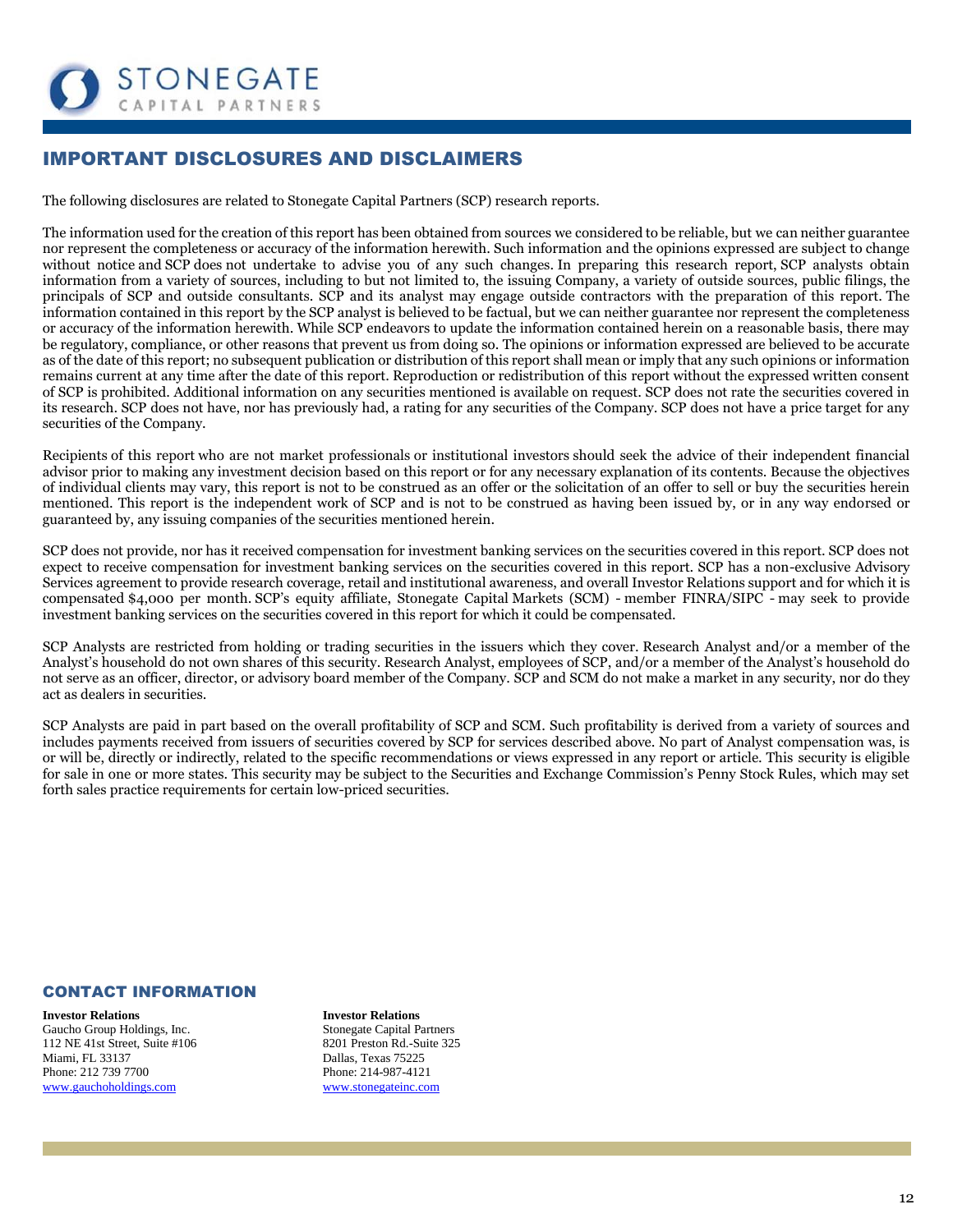## IMPORTANT DISCLOSURES AND DISCLAIMERS

The following disclosures are related to Stonegate Capital Partners (SCP) research reports.

The information used for the creation of this report has been obtained from sources we considered to be reliable, but we can neither guarantee nor represent the completeness or accuracy of the information herewith. Such information and the opinions expressed are subject to change without notice and SCP does not undertake to advise you of any such changes. In preparing this research report, SCP analysts obtain information from a variety of sources, including to but not limited to, the issuing Company, a variety of outside sources, public filings, the principals of SCP and outside consultants. SCP and its analyst may engage outside contractors with the preparation of this report. The information contained in this report by the SCP analyst is believed to be factual, but we can neither guarantee nor represent the completeness or accuracy of the information herewith. While SCP endeavors to update the information contained herein on a reasonable basis, there may be regulatory, compliance, or other reasons that prevent us from doing so. The opinions or information expressed are believed to be accurate as of the date of this report; no subsequent publication or distribution of this report shall mean or imply that any such opinions or information remains current at any time after the date of this report. Reproduction or redistribution of this report without the expressed written consent of SCP is prohibited. Additional information on any securities mentioned is available on request. SCP does not rate the securities covered in its research. SCP does not have, nor has previously had, a rating for any securities of the Company. SCP does not have a price target for any securities of the Company.

Recipients of this report who are not market professionals or institutional investors should seek the advice of their independent financial advisor prior to making any investment decision based on this report or for any necessary explanation of its contents. Because the objectives of individual clients may vary, this report is not to be construed as an offer or the solicitation of an offer to sell or buy the securities herein mentioned. This report is the independent work of SCP and is not to be construed as having been issued by, or in any way endorsed or guaranteed by, any issuing companies of the securities mentioned herein.

SCP does not provide, nor has it received compensation for investment banking services on the securities covered in this report. SCP does not expect to receive compensation for investment banking services on the securities covered in this report. SCP has a non-exclusive Advisory Services agreement to provide research coverage, retail and institutional awareness, and overall Investor Relations support and for which it is compensated $4,000 per month. SCP's equity affiliate, Stonegate Capital Markets (SCM) - member FINRA/SIPC - may seek to provide investment banking services on the securities covered in this report for which it could be compensated.

SCP Analysts are restricted from holding or trading securities in the issuers which they cover. Research Analyst and/or a member of the Analyst's household do not own shares of this security. Research Analyst, employees of SCP, and/or a member of the Analyst's household do not serve as an officer, director, or advisory board member of the Company. SCP and SCM do not make a market in any security, nor do they act as dealers in securities.

SCP Analysts are paid in part based on the overall profitability of SCP and SCM. Such profitability is derived from a variety of sources and includes payments received from issuers of securities covered by SCP for services described above. No part of Analyst compensation was, is or will be, directly or indirectly, related to the specific recommendations or views expressed in any report or article. This security is eligible for sale in one or more states. This security may be subject to the Securities and Exchange Commission's Penny Stock Rules, which may set forth sales practice requirements for certain low-priced securities.

## CONTACT INFORMATION

**Investor Relations**
Gaucho Group Holdings, Inc.
112 NE 41st Street, Suite #106
Miami, FL 33137
Phone: 212 739 7700
www.gauchoholdings.com

**Investor Relations**
Stonegate Capital Partners
8201 Preston Rd.-Suite 325
Dallas, Texas 75225
Phone: 214-987-4121
www.stonegateinc.com